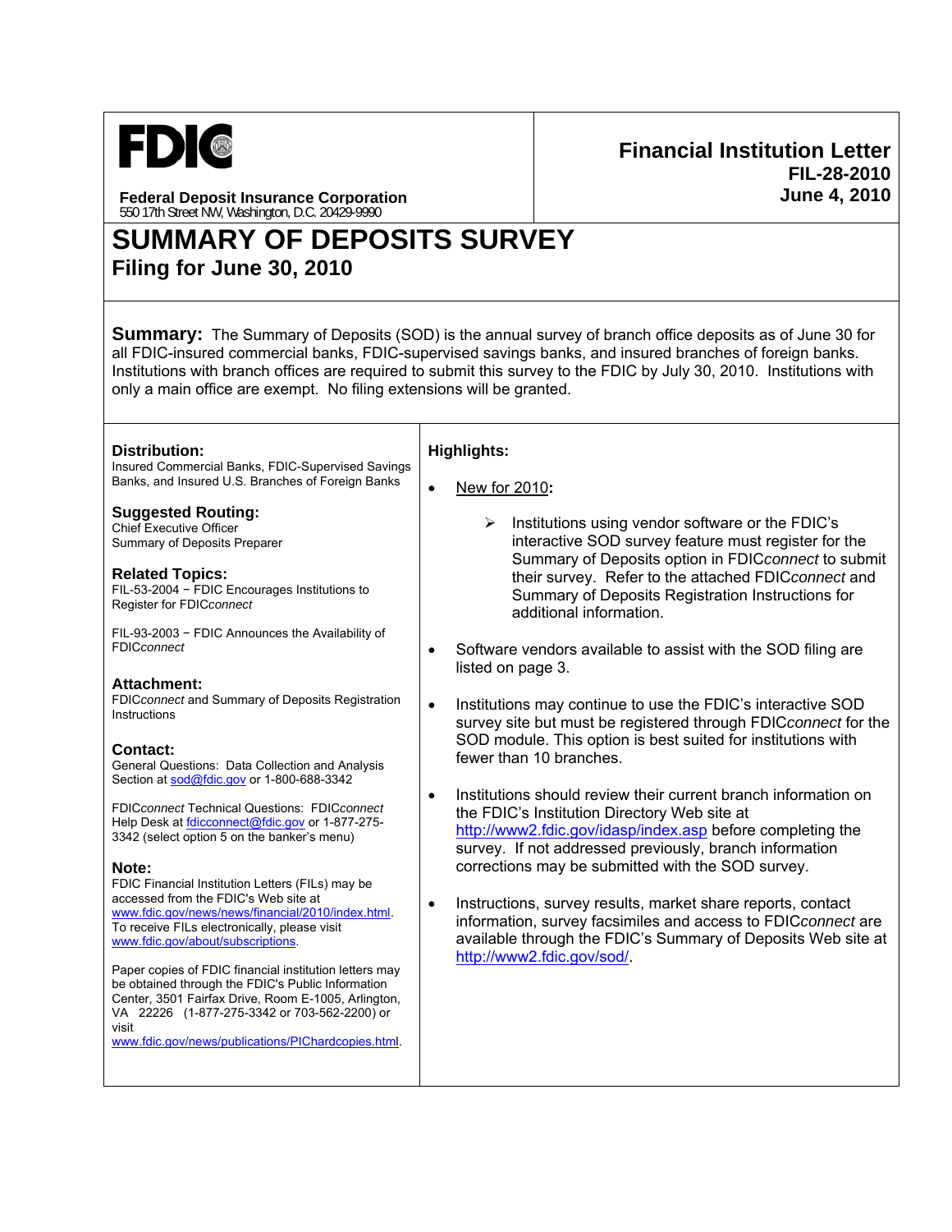**FDIC**

**Federal Deposit Insurance Corporation**
550 17th Street NW, Washington, D.C. 20429-9990

**Financial Institution Letter**
**FIL-28-2010**
**June 4, 2010**

# SUMMARY OF DEPOSITS SURVEY

## Filing for June 30, 2010

**Summary:** The Summary of Deposits (SOD) is the annual survey of branch office deposits as of June 30 for all FDIC-insured commercial banks, FDIC-supervised savings banks, and insured branches of foreign banks. Institutions with branch offices are required to submit this survey to the FDIC by July 30, 2010. Institutions with only a main office are exempt. No filing extensions will be granted.

**Distribution:**
Insured Commercial Banks, FDIC-Supervised Savings Banks, and Insured U.S. Branches of Foreign Banks

**Suggested Routing:**
Chief Executive Officer
Summary of Deposits Preparer

**Related Topics:**
FIL-53-2004 − FDIC Encourages Institutions to Register for FDIC*connect*

FIL-93-2003 − FDIC Announces the Availability of FDIC*connect*

**Attachment:**
FDIC*connect* and Summary of Deposits Registration Instructions

**Contact:**
General Questions: Data Collection and Analysis Section at sod@fdic.gov or 1-800-688-3342

FDIC*connect* Technical Questions: FDIC*connect* Help Desk at fdicconnect@fdic.gov or 1-877-275-3342 (select option 5 on the banker's menu)

**Note:**
FDIC Financial Institution Letters (FILs) may be accessed from the FDIC's Web site at www.fdic.gov/news/news/financial/2010/index.html.
To receive FILs electronically, please visit www.fdic.gov/about/subscriptions.

Paper copies of FDIC financial institution letters may be obtained through the FDIC's Public Information Center, 3501 Fairfax Drive, Room E-1005, Arlington, VA 22226 (1-877-275-3342 or 703-562-2200) or visit www.fdic.gov/news/publications/PIChardcopies.html.

**Highlights:**

- New for 2010**:**
  - Institutions using vendor software or the FDIC's interactive SOD survey feature must register for the Summary of Deposits option in FDIC*connect* to submit their survey. Refer to the attached FDIC*connect* and Summary of Deposits Registration Instructions for additional information.
- Software vendors available to assist with the SOD filing are listed on page 3.
- Institutions may continue to use the FDIC's interactive SOD survey site but must be registered through FDIC*connect* for the SOD module. This option is best suited for institutions with fewer than 10 branches.
- Institutions should review their current branch information on the FDIC's Institution Directory Web site at http://www2.fdic.gov/idasp/index.asp before completing the survey. If not addressed previously, branch information corrections may be submitted with the SOD survey.
- Instructions, survey results, market share reports, contact information, survey facsimiles and access to FDIC*connect* are available through the FDIC's Summary of Deposits Web site at http://www2.fdic.gov/sod/.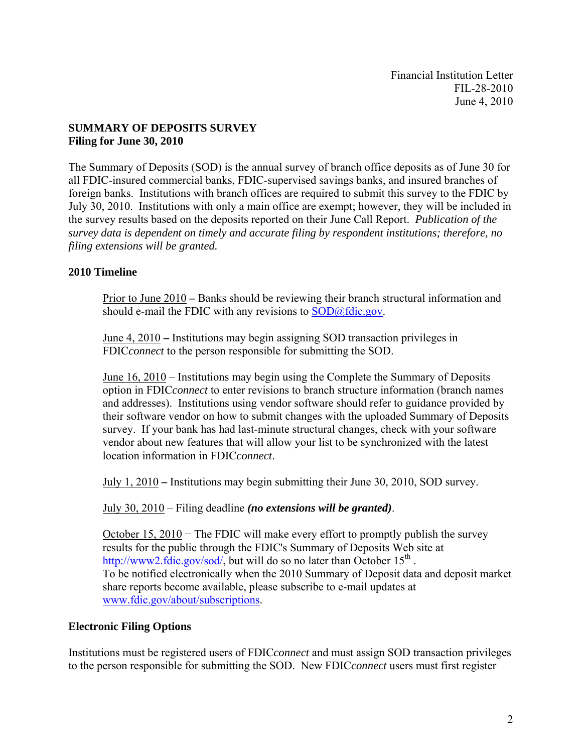Financial Institution Letter
FIL-28-2010
June 4, 2010

**SUMMARY OF DEPOSITS SURVEY**
**Filing for June 30, 2010**

The Summary of Deposits (SOD) is the annual survey of branch office deposits as of June 30 for all FDIC-insured commercial banks, FDIC-supervised savings banks, and insured branches of foreign banks. Institutions with branch offices are required to submit this survey to the FDIC by July 30, 2010. Institutions with only a main office are exempt; however, they will be included in the survey results based on the deposits reported on their June Call Report. *Publication of the survey data is dependent on timely and accurate filing by respondent institutions; therefore, no filing extensions will be granted.*

**2010 Timeline**

Prior to June 2010 **–** Banks should be reviewing their branch structural information and should e-mail the FDIC with any revisions to SOD@fdic.gov.

June 4, 2010 **–** Institutions may begin assigning SOD transaction privileges in FDIC*connect* to the person responsible for submitting the SOD.

June 16, 2010 – Institutions may begin using the Complete the Summary of Deposits option in FDIC*connect* to enter revisions to branch structure information (branch names and addresses). Institutions using vendor software should refer to guidance provided by their software vendor on how to submit changes with the uploaded Summary of Deposits survey. If your bank has had last-minute structural changes, check with your software vendor about new features that will allow your list to be synchronized with the latest location information in FDIC*connect*.

July 1, 2010 **–** Institutions may begin submitting their June 30, 2010, SOD survey.

July 30, 2010 – Filing deadline ***(no extensions will be granted)***.

October 15, 2010 − The FDIC will make every effort to promptly publish the survey results for the public through the FDIC's Summary of Deposits Web site at http://www2.fdic.gov/sod/, but will do so no later than October 15th.
To be notified electronically when the 2010 Summary of Deposit data and deposit market share reports become available, please subscribe to e-mail updates at www.fdic.gov/about/subscriptions.

**Electronic Filing Options**

Institutions must be registered users of FDIC*connect* and must assign SOD transaction privileges to the person responsible for submitting the SOD. New FDIC*connect* users must first register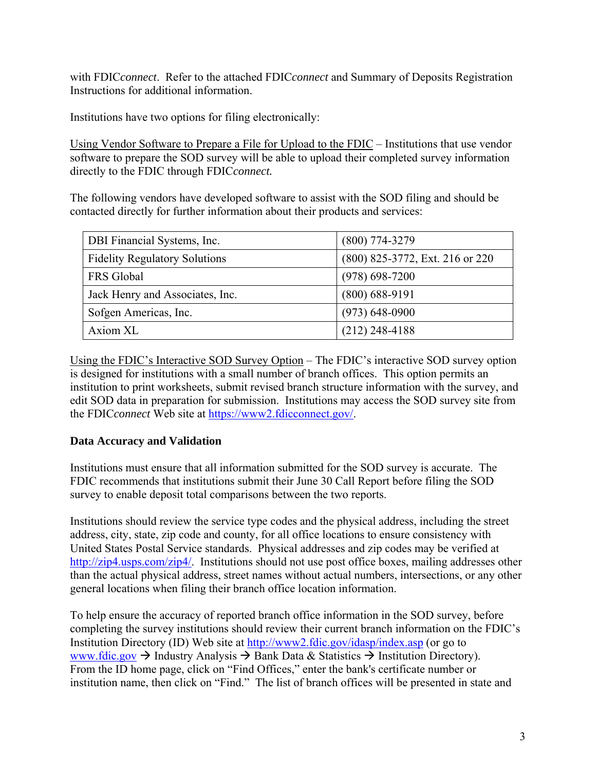with FDIC*connect*. Refer to the attached FDIC*connect* and Summary of Deposits Registration Instructions for additional information.

Institutions have two options for filing electronically:

<u>Using Vendor Software to Prepare a File for Upload to the FDIC</u> – Institutions that use vendor software to prepare the SOD survey will be able to upload their completed survey information directly to the FDIC through FDIC*connect.*

The following vendors have developed software to assist with the SOD filing and should be contacted directly for further information about their products and services:

| | |
|---|---|
| DBI Financial Systems, Inc. | (800) 774-3279 |
| Fidelity Regulatory Solutions | (800) 825-3772, Ext. 216 or 220 |
| FRS Global | (978) 698-7200 |
| Jack Henry and Associates, Inc. | (800) 688-9191 |
| Sofgen Americas, Inc. | (973) 648-0900 |
| Axiom XL | (212) 248-4188 |

<u>Using the FDIC's Interactive SOD Survey Option</u> – The FDIC's interactive SOD survey option is designed for institutions with a small number of branch offices. This option permits an institution to print worksheets, submit revised branch structure information with the survey, and edit SOD data in preparation for submission. Institutions may access the SOD survey site from the FDIC*connect* Web site at https://www2.fdicconnect.gov/.

**Data Accuracy and Validation**

Institutions must ensure that all information submitted for the SOD survey is accurate. The FDIC recommends that institutions submit their June 30 Call Report before filing the SOD survey to enable deposit total comparisons between the two reports.

Institutions should review the service type codes and the physical address, including the street address, city, state, zip code and county, for all office locations to ensure consistency with United States Postal Service standards. Physical addresses and zip codes may be verified at http://zip4.usps.com/zip4/. Institutions should not use post office boxes, mailing addresses other than the actual physical address, street names without actual numbers, intersections, or any other general locations when filing their branch office location information.

To help ensure the accuracy of reported branch office information in the SOD survey, before completing the survey institutions should review their current branch information on the FDIC's Institution Directory (ID) Web site at http://www2.fdic.gov/idasp/index.asp (or go to www.fdic.gov → Industry Analysis → Bank Data & Statistics → Institution Directory). From the ID home page, click on "Find Offices," enter the bank's certificate number or institution name, then click on "Find." The list of branch offices will be presented in state and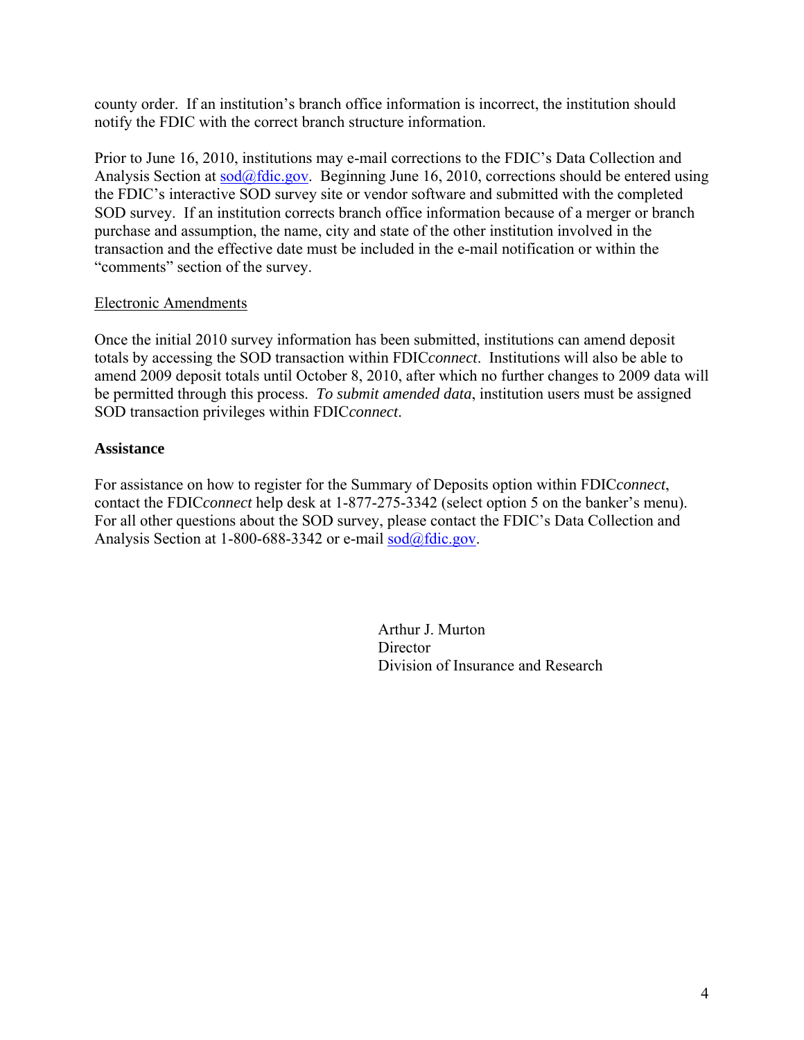county order. If an institution's branch office information is incorrect, the institution should notify the FDIC with the correct branch structure information.

Prior to June 16, 2010, institutions may e-mail corrections to the FDIC's Data Collection and Analysis Section at sod@fdic.gov. Beginning June 16, 2010, corrections should be entered using the FDIC's interactive SOD survey site or vendor software and submitted with the completed SOD survey. If an institution corrects branch office information because of a merger or branch purchase and assumption, the name, city and state of the other institution involved in the transaction and the effective date must be included in the e-mail notification or within the "comments" section of the survey.

Electronic Amendments

Once the initial 2010 survey information has been submitted, institutions can amend deposit totals by accessing the SOD transaction within FDIC*connect*. Institutions will also be able to amend 2009 deposit totals until October 8, 2010, after which no further changes to 2009 data will be permitted through this process. *To submit amended data*, institution users must be assigned SOD transaction privileges within FDIC*connect*.

**Assistance**

For assistance on how to register for the Summary of Deposits option within FDIC*connect*, contact the FDIC*connect* help desk at 1-877-275-3342 (select option 5 on the banker's menu). For all other questions about the SOD survey, please contact the FDIC's Data Collection and Analysis Section at 1-800-688-3342 or e-mail sod@fdic.gov.

Arthur J. Murton
Director
Division of Insurance and Research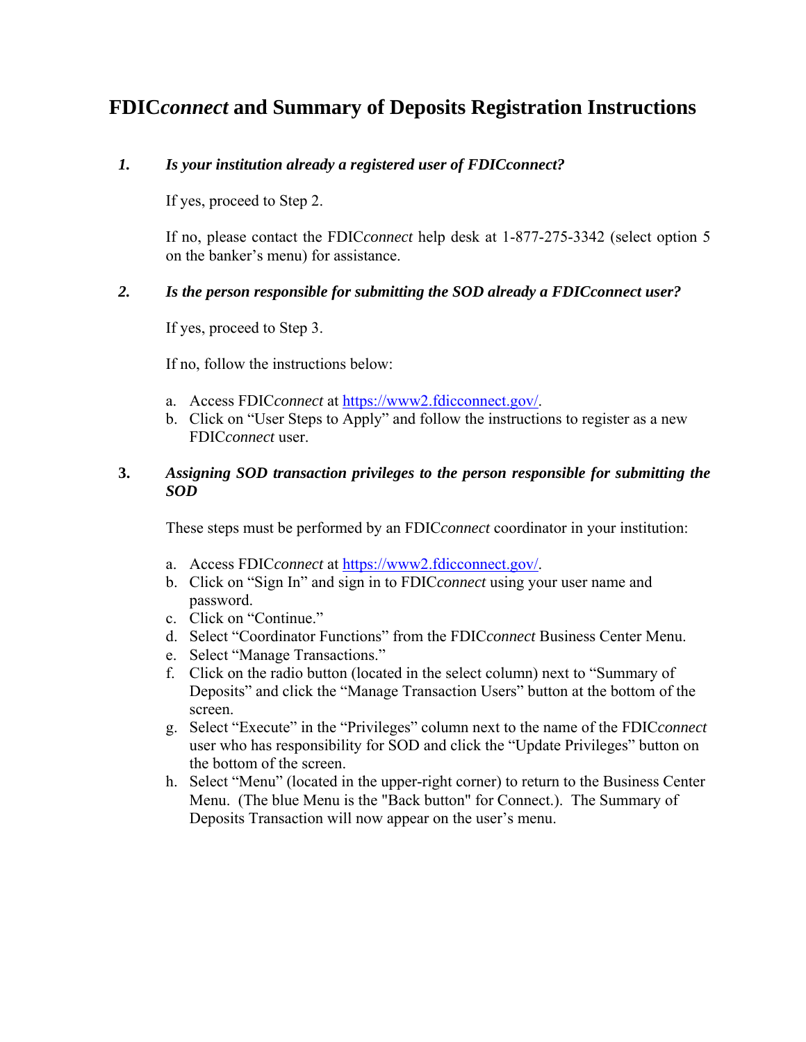# FDIC*connect* and Summary of Deposits Registration Instructions

1. ***Is your institution already a registered user of FDICconnect?***

   If yes, proceed to Step 2.

   If no, please contact the FDIC*connect* help desk at 1-877-275-3342 (select option 5 on the banker's menu) for assistance.

2. ***Is the person responsible for submitting the SOD already a FDICconnect user?***

   If yes, proceed to Step 3.

   If no, follow the instructions below:

   a. Access FDIC*connect* at https://www2.fdicconnect.gov/.
   b. Click on "User Steps to Apply" and follow the instructions to register as a new FDIC*connect* user.

3. ***Assigning SOD transaction privileges to the person responsible for submitting the SOD***

   These steps must be performed by an FDIC*connect* coordinator in your institution:

   a. Access FDIC*connect* at https://www2.fdicconnect.gov/.
   b. Click on "Sign In" and sign in to FDIC*connect* using your user name and password.
   c. Click on "Continue."
   d. Select "Coordinator Functions" from the FDIC*connect* Business Center Menu.
   e. Select "Manage Transactions."
   f. Click on the radio button (located in the select column) next to "Summary of Deposits" and click the "Manage Transaction Users" button at the bottom of the screen.
   g. Select "Execute" in the "Privileges" column next to the name of the FDIC*connect* user who has responsibility for SOD and click the "Update Privileges" button on the bottom of the screen.
   h. Select "Menu" (located in the upper-right corner) to return to the Business Center Menu. (The blue Menu is the "Back button" for Connect.). The Summary of Deposits Transaction will now appear on the user's menu.